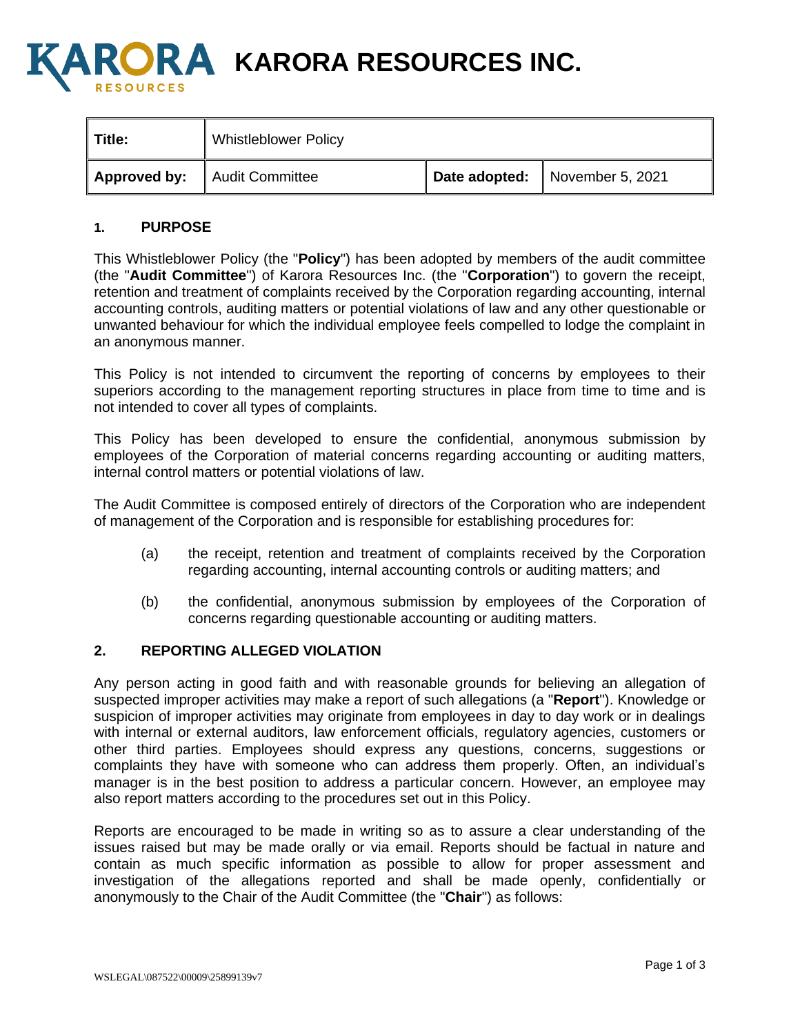# KARORA RESOURCES INC.

| | | | |
|---|---|---|---|
| **Title:** | Whistleblower Policy | | |
| **Approved by:** | Audit Committee | **Date adopted:** | November 5, 2021 |

## 1. PURPOSE

This Whistleblower Policy (the "**Policy**") has been adopted by members of the audit committee (the "**Audit Committee**") of Karora Resources Inc. (the "**Corporation**") to govern the receipt, retention and treatment of complaints received by the Corporation regarding accounting, internal accounting controls, auditing matters or potential violations of law and any other questionable or unwanted behaviour for which the individual employee feels compelled to lodge the complaint in an anonymous manner.

This Policy is not intended to circumvent the reporting of concerns by employees to their superiors according to the management reporting structures in place from time to time and is not intended to cover all types of complaints.

This Policy has been developed to ensure the confidential, anonymous submission by employees of the Corporation of material concerns regarding accounting or auditing matters, internal control matters or potential violations of law.

The Audit Committee is composed entirely of directors of the Corporation who are independent of management of the Corporation and is responsible for establishing procedures for:

(a) the receipt, retention and treatment of complaints received by the Corporation regarding accounting, internal accounting controls or auditing matters; and

(b) the confidential, anonymous submission by employees of the Corporation of concerns regarding questionable accounting or auditing matters.

## 2. REPORTING ALLEGED VIOLATION

Any person acting in good faith and with reasonable grounds for believing an allegation of suspected improper activities may make a report of such allegations (a "**Report**"). Knowledge or suspicion of improper activities may originate from employees in day to day work or in dealings with internal or external auditors, law enforcement officials, regulatory agencies, customers or other third parties. Employees should express any questions, concerns, suggestions or complaints they have with someone who can address them properly. Often, an individual's manager is in the best position to address a particular concern. However, an employee may also report matters according to the procedures set out in this Policy.

Reports are encouraged to be made in writing so as to assure a clear understanding of the issues raised but may be made orally or via email. Reports should be factual in nature and contain as much specific information as possible to allow for proper assessment and investigation of the allegations reported and shall be made openly, confidentially or anonymously to the Chair of the Audit Committee (the "**Chair**") as follows:

WSLEGAL\087522\00009\25899139v7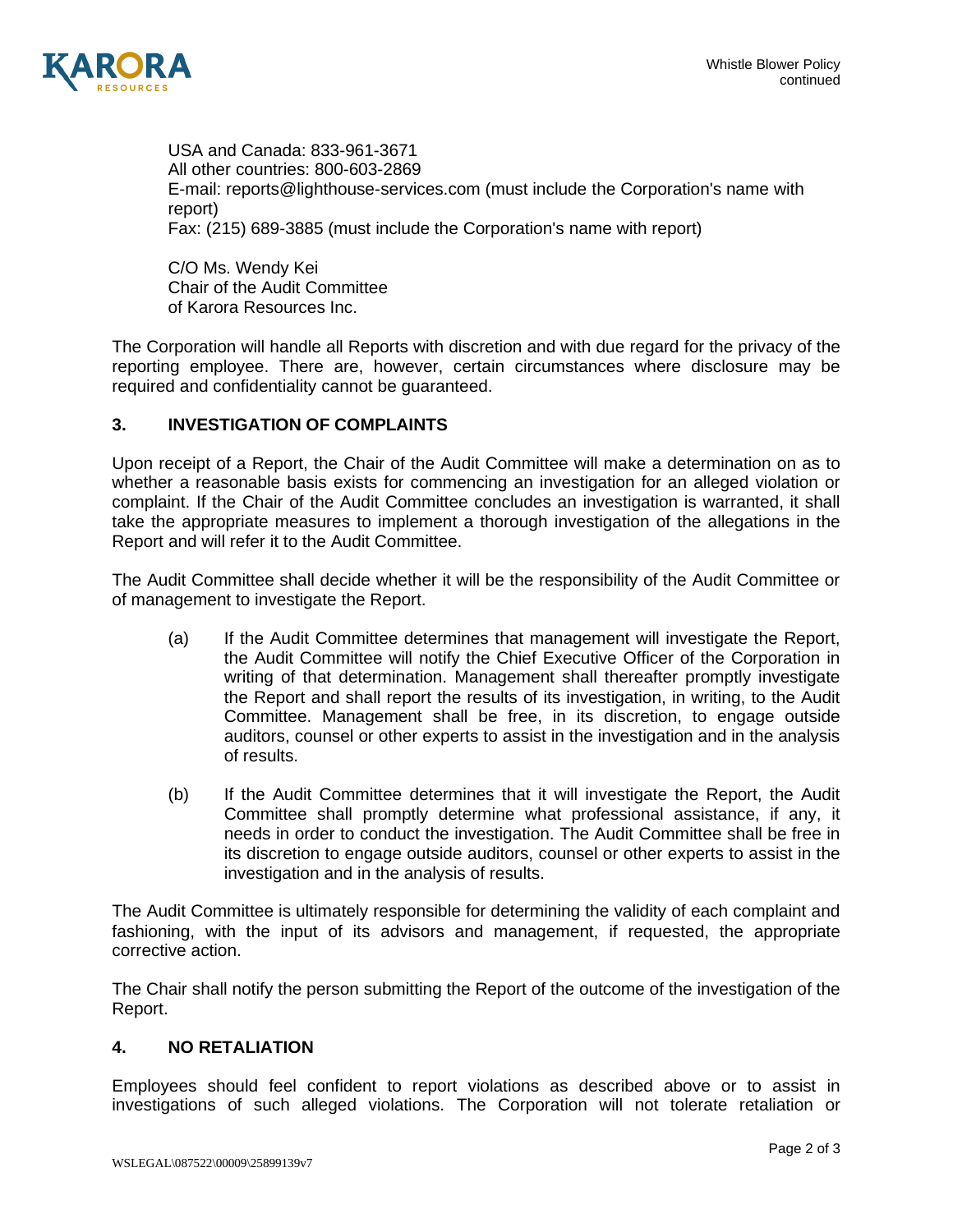USA and Canada: 833-961-3671
All other countries: 800-603-2869
E-mail: reports@lighthouse-services.com (must include the Corporation's name with report)
Fax: (215) 689-3885 (must include the Corporation's name with report)

C/O Ms. Wendy Kei
Chair of the Audit Committee
of Karora Resources Inc.

The Corporation will handle all Reports with discretion and with due regard for the privacy of the reporting employee. There are, however, certain circumstances where disclosure may be required and confidentiality cannot be guaranteed.

## 3. INVESTIGATION OF COMPLAINTS

Upon receipt of a Report, the Chair of the Audit Committee will make a determination on as to whether a reasonable basis exists for commencing an investigation for an alleged violation or complaint. If the Chair of the Audit Committee concludes an investigation is warranted, it shall take the appropriate measures to implement a thorough investigation of the allegations in the Report and will refer it to the Audit Committee.

The Audit Committee shall decide whether it will be the responsibility of the Audit Committee or of management to investigate the Report.

(a) If the Audit Committee determines that management will investigate the Report, the Audit Committee will notify the Chief Executive Officer of the Corporation in writing of that determination. Management shall thereafter promptly investigate the Report and shall report the results of its investigation, in writing, to the Audit Committee. Management shall be free, in its discretion, to engage outside auditors, counsel or other experts to assist in the investigation and in the analysis of results.

(b) If the Audit Committee determines that it will investigate the Report, the Audit Committee shall promptly determine what professional assistance, if any, it needs in order to conduct the investigation. The Audit Committee shall be free in its discretion to engage outside auditors, counsel or other experts to assist in the investigation and in the analysis of results.

The Audit Committee is ultimately responsible for determining the validity of each complaint and fashioning, with the input of its advisors and management, if requested, the appropriate corrective action.

The Chair shall notify the person submitting the Report of the outcome of the investigation of the Report.

## 4. NO RETALIATION

Employees should feel confident to report violations as described above or to assist in investigations of such alleged violations. The Corporation will not tolerate retaliation or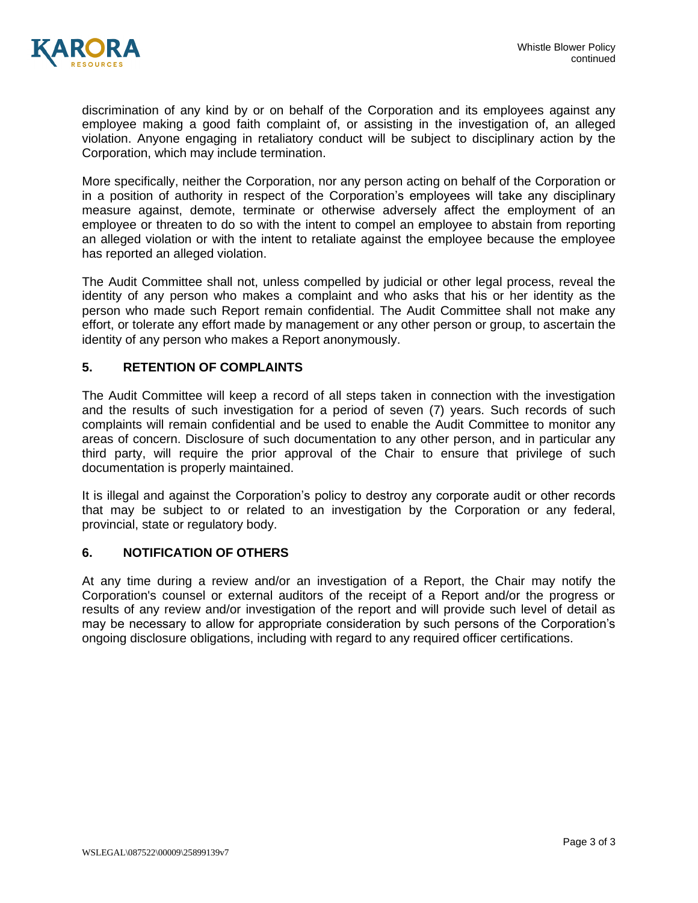discrimination of any kind by or on behalf of the Corporation and its employees against any employee making a good faith complaint of, or assisting in the investigation of, an alleged violation. Anyone engaging in retaliatory conduct will be subject to disciplinary action by the Corporation, which may include termination.

More specifically, neither the Corporation, nor any person acting on behalf of the Corporation or in a position of authority in respect of the Corporation's employees will take any disciplinary measure against, demote, terminate or otherwise adversely affect the employment of an employee or threaten to do so with the intent to compel an employee to abstain from reporting an alleged violation or with the intent to retaliate against the employee because the employee has reported an alleged violation.

The Audit Committee shall not, unless compelled by judicial or other legal process, reveal the identity of any person who makes a complaint and who asks that his or her identity as the person who made such Report remain confidential. The Audit Committee shall not make any effort, or tolerate any effort made by management or any other person or group, to ascertain the identity of any person who makes a Report anonymously.

## 5. RETENTION OF COMPLAINTS

The Audit Committee will keep a record of all steps taken in connection with the investigation and the results of such investigation for a period of seven (7) years. Such records of such complaints will remain confidential and be used to enable the Audit Committee to monitor any areas of concern. Disclosure of such documentation to any other person, and in particular any third party, will require the prior approval of the Chair to ensure that privilege of such documentation is properly maintained.

It is illegal and against the Corporation's policy to destroy any corporate audit or other records that may be subject to or related to an investigation by the Corporation or any federal, provincial, state or regulatory body.

## 6. NOTIFICATION OF OTHERS

At any time during a review and/or an investigation of a Report, the Chair may notify the Corporation's counsel or external auditors of the receipt of a Report and/or the progress or results of any review and/or investigation of the report and will provide such level of detail as may be necessary to allow for appropriate consideration by such persons of the Corporation's ongoing disclosure obligations, including with regard to any required officer certifications.

WSLEGAL\087522\00009\25899139v7